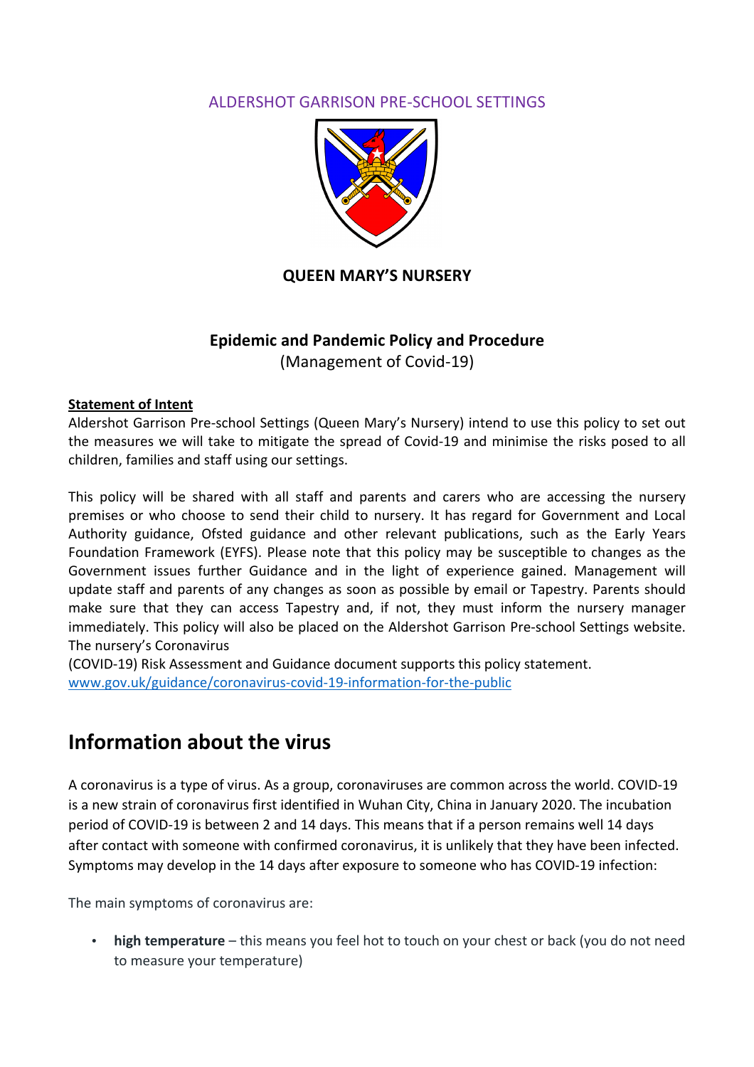ALDERSHOT GARRISON PRE-SCHOOL SETTINGS

**QUEEN MARY'S NURSERY**

**Epidemic and Pandemic Policy and Procedure**
(Management of Covid-19)

**Statement of Intent**

Aldershot Garrison Pre-school Settings (Queen Mary's Nursery) intend to use this policy to set out the measures we will take to mitigate the spread of Covid-19 and minimise the risks posed to all children, families and staff using our settings.

This policy will be shared with all staff and parents and carers who are accessing the nursery premises or who choose to send their child to nursery. It has regard for Government and Local Authority guidance, Ofsted guidance and other relevant publications, such as the Early Years Foundation Framework (EYFS). Please note that this policy may be susceptible to changes as the Government issues further Guidance and in the light of experience gained. Management will update staff and parents of any changes as soon as possible by email or Tapestry. Parents should make sure that they can access Tapestry and, if not, they must inform the nursery manager immediately. This policy will also be placed on the Aldershot Garrison Pre-school Settings website. The nursery's Coronavirus (COVID-19) Risk Assessment and Guidance document supports this policy statement.
www.gov.uk/guidance/coronavirus-covid-19-information-for-the-public

## Information about the virus

A coronavirus is a type of virus. As a group, coronaviruses are common across the world. COVID-19 is a new strain of coronavirus first identified in Wuhan City, China in January 2020. The incubation period of COVID-19 is between 2 and 14 days. This means that if a person remains well 14 days after contact with someone with confirmed coronavirus, it is unlikely that they have been infected. Symptoms may develop in the 14 days after exposure to someone who has COVID-19 infection:

The main symptoms of coronavirus are:

- **high temperature** – this means you feel hot to touch on your chest or back (you do not need to measure your temperature)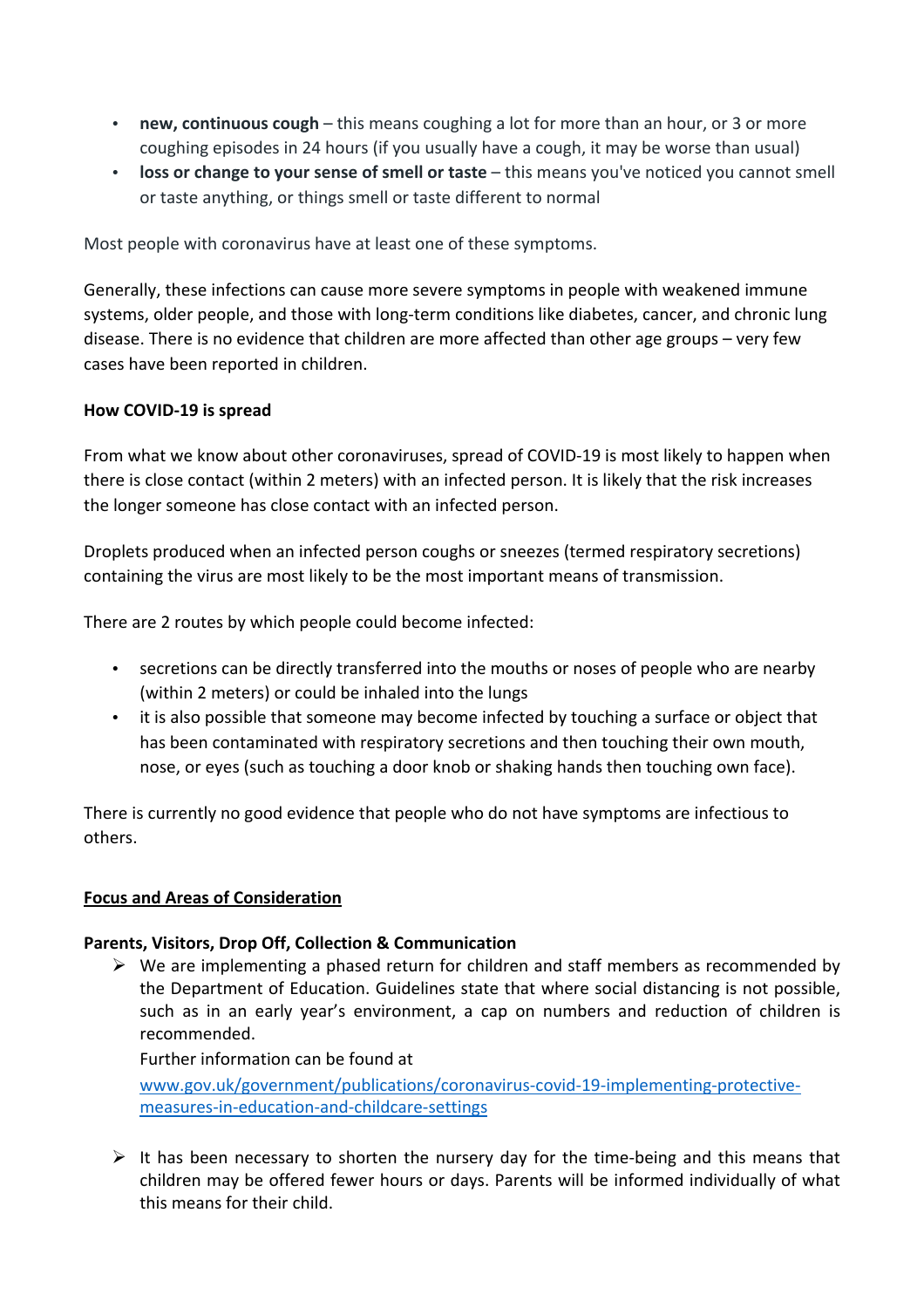- **new, continuous cough** – this means coughing a lot for more than an hour, or 3 or more coughing episodes in 24 hours (if you usually have a cough, it may be worse than usual)
- **loss or change to your sense of smell or taste** – this means you've noticed you cannot smell or taste anything, or things smell or taste different to normal

Most people with coronavirus have at least one of these symptoms.

Generally, these infections can cause more severe symptoms in people with weakened immune systems, older people, and those with long-term conditions like diabetes, cancer, and chronic lung disease. There is no evidence that children are more affected than other age groups – very few cases have been reported in children.

**How COVID-19 is spread**

From what we know about other coronaviruses, spread of COVID-19 is most likely to happen when there is close contact (within 2 meters) with an infected person. It is likely that the risk increases the longer someone has close contact with an infected person.

Droplets produced when an infected person coughs or sneezes (termed respiratory secretions) containing the virus are most likely to be the most important means of transmission.

There are 2 routes by which people could become infected:

- secretions can be directly transferred into the mouths or noses of people who are nearby (within 2 meters) or could be inhaled into the lungs
- it is also possible that someone may become infected by touching a surface or object that has been contaminated with respiratory secretions and then touching their own mouth, nose, or eyes (such as touching a door knob or shaking hands then touching own face).

There is currently no good evidence that people who do not have symptoms are infectious to others.

## Focus and Areas of Consideration

**Parents, Visitors, Drop Off, Collection & Communication**

- We are implementing a phased return for children and staff members as recommended by the Department of Education. Guidelines state that where social distancing is not possible, such as in an early year's environment, a cap on numbers and reduction of children is recommended.
  Further information can be found at
  [www.gov.uk/government/publications/coronavirus-covid-19-implementing-protective-measures-in-education-and-childcare-settings](www.gov.uk/government/publications/coronavirus-covid-19-implementing-protective-measures-in-education-and-childcare-settings)

- It has been necessary to shorten the nursery day for the time-being and this means that children may be offered fewer hours or days. Parents will be informed individually of what this means for their child.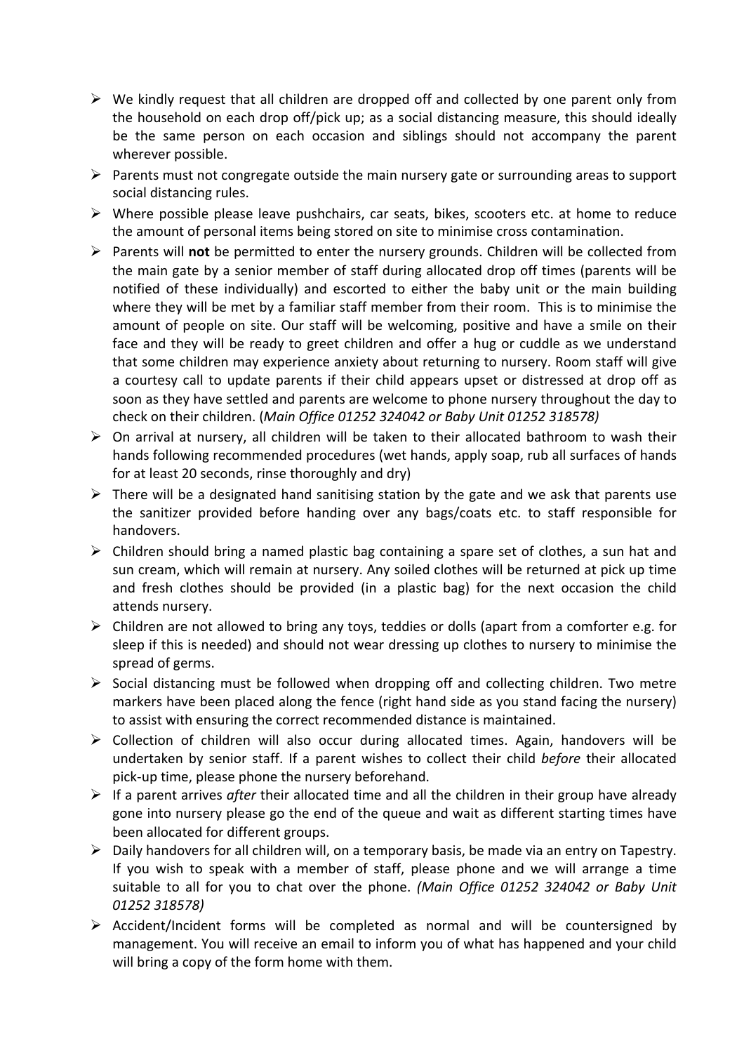- We kindly request that all children are dropped off and collected by one parent only from the household on each drop off/pick up; as a social distancing measure, this should ideally be the same person on each occasion and siblings should not accompany the parent wherever possible.
- Parents must not congregate outside the main nursery gate or surrounding areas to support social distancing rules.
- Where possible please leave pushchairs, car seats, bikes, scooters etc. at home to reduce the amount of personal items being stored on site to minimise cross contamination.
- Parents will **not** be permitted to enter the nursery grounds. Children will be collected from the main gate by a senior member of staff during allocated drop off times (parents will be notified of these individually) and escorted to either the baby unit or the main building where they will be met by a familiar staff member from their room. This is to minimise the amount of people on site. Our staff will be welcoming, positive and have a smile on their face and they will be ready to greet children and offer a hug or cuddle as we understand that some children may experience anxiety about returning to nursery. Room staff will give a courtesy call to update parents if their child appears upset or distressed at drop off as soon as they have settled and parents are welcome to phone nursery throughout the day to check on their children. (*Main Office 01252 324042 or Baby Unit 01252 318578)*
- On arrival at nursery, all children will be taken to their allocated bathroom to wash their hands following recommended procedures (wet hands, apply soap, rub all surfaces of hands for at least 20 seconds, rinse thoroughly and dry)
- There will be a designated hand sanitising station by the gate and we ask that parents use the sanitizer provided before handing over any bags/coats etc. to staff responsible for handovers.
- Children should bring a named plastic bag containing a spare set of clothes, a sun hat and sun cream, which will remain at nursery. Any soiled clothes will be returned at pick up time and fresh clothes should be provided (in a plastic bag) for the next occasion the child attends nursery.
- Children are not allowed to bring any toys, teddies or dolls (apart from a comforter e.g. for sleep if this is needed) and should not wear dressing up clothes to nursery to minimise the spread of germs.
- Social distancing must be followed when dropping off and collecting children. Two metre markers have been placed along the fence (right hand side as you stand facing the nursery) to assist with ensuring the correct recommended distance is maintained.
- Collection of children will also occur during allocated times. Again, handovers will be undertaken by senior staff. If a parent wishes to collect their child *before* their allocated pick-up time, please phone the nursery beforehand.
- If a parent arrives *after* their allocated time and all the children in their group have already gone into nursery please go the end of the queue and wait as different starting times have been allocated for different groups.
- Daily handovers for all children will, on a temporary basis, be made via an entry on Tapestry. If you wish to speak with a member of staff, please phone and we will arrange a time suitable to all for you to chat over the phone. *(Main Office 01252 324042 or Baby Unit 01252 318578)*
- Accident/Incident forms will be completed as normal and will be countersigned by management. You will receive an email to inform you of what has happened and your child will bring a copy of the form home with them.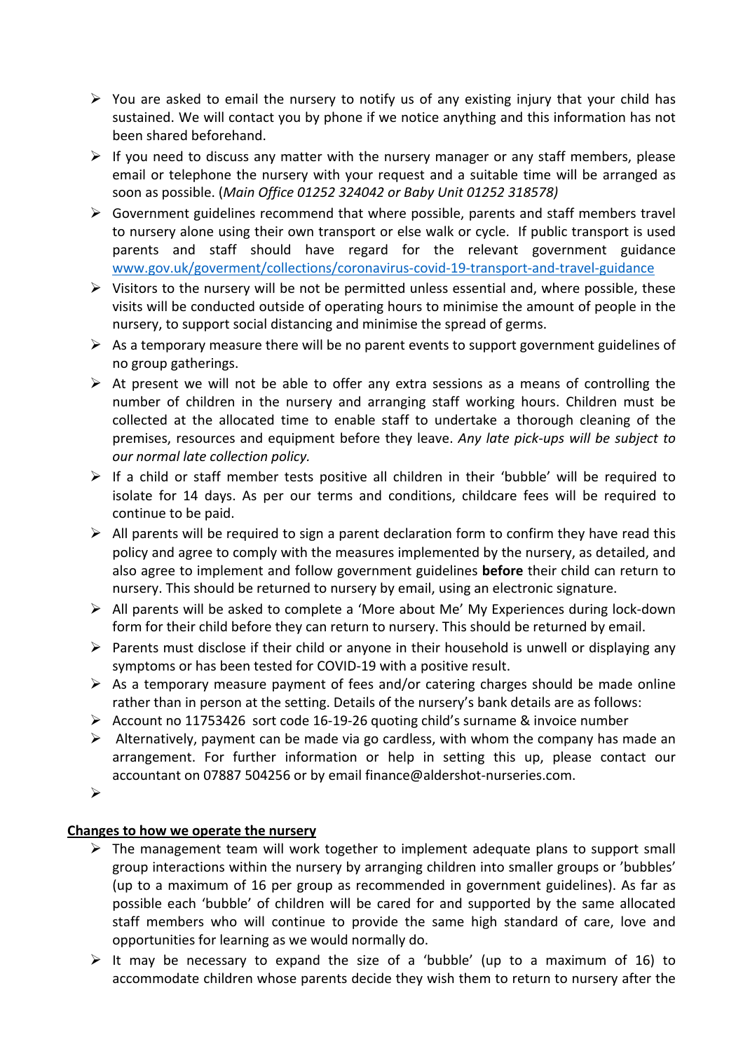- You are asked to email the nursery to notify us of any existing injury that your child has sustained. We will contact you by phone if we notice anything and this information has not been shared beforehand.
- If you need to discuss any matter with the nursery manager or any staff members, please email or telephone the nursery with your request and a suitable time will be arranged as soon as possible. (*Main Office 01252 324042 or Baby Unit 01252 318578)*
- Government guidelines recommend that where possible, parents and staff members travel to nursery alone using their own transport or else walk or cycle. If public transport is used parents and staff should have regard for the relevant government guidance [www.gov.uk/goverment/collections/coronavirus-covid-19-transport-and-travel-guidance](www.gov.uk/goverment/collections/coronavirus-covid-19-transport-and-travel-guidance)
- Visitors to the nursery will be not be permitted unless essential and, where possible, these visits will be conducted outside of operating hours to minimise the amount of people in the nursery, to support social distancing and minimise the spread of germs.
- As a temporary measure there will be no parent events to support government guidelines of no group gatherings.
- At present we will not be able to offer any extra sessions as a means of controlling the number of children in the nursery and arranging staff working hours. Children must be collected at the allocated time to enable staff to undertake a thorough cleaning of the premises, resources and equipment before they leave. *Any late pick-ups will be subject to our normal late collection policy.*
- If a child or staff member tests positive all children in their 'bubble' will be required to isolate for 14 days. As per our terms and conditions, childcare fees will be required to continue to be paid.
- All parents will be required to sign a parent declaration form to confirm they have read this policy and agree to comply with the measures implemented by the nursery, as detailed, and also agree to implement and follow government guidelines **before** their child can return to nursery. This should be returned to nursery by email, using an electronic signature.
- All parents will be asked to complete a 'More about Me' My Experiences during lock-down form for their child before they can return to nursery. This should be returned by email.
- Parents must disclose if their child or anyone in their household is unwell or displaying any symptoms or has been tested for COVID-19 with a positive result.
- As a temporary measure payment of fees and/or catering charges should be made online rather than in person at the setting. Details of the nursery's bank details are as follows:
- Account no 11753426 sort code 16-19-26 quoting child's surname & invoice number
- Alternatively, payment can be made via go cardless, with whom the company has made an arrangement. For further information or help in setting this up, please contact our accountant on 07887 504256 or by email finance@aldershot-nurseries.com.

**<u>Changes to how we operate the nursery</u>**

- The management team will work together to implement adequate plans to support small group interactions within the nursery by arranging children into smaller groups or 'bubbles' (up to a maximum of 16 per group as recommended in government guidelines). As far as possible each 'bubble' of children will be cared for and supported by the same allocated staff members who will continue to provide the same high standard of care, love and opportunities for learning as we would normally do.
- It may be necessary to expand the size of a 'bubble' (up to a maximum of 16) to accommodate children whose parents decide they wish them to return to nursery after the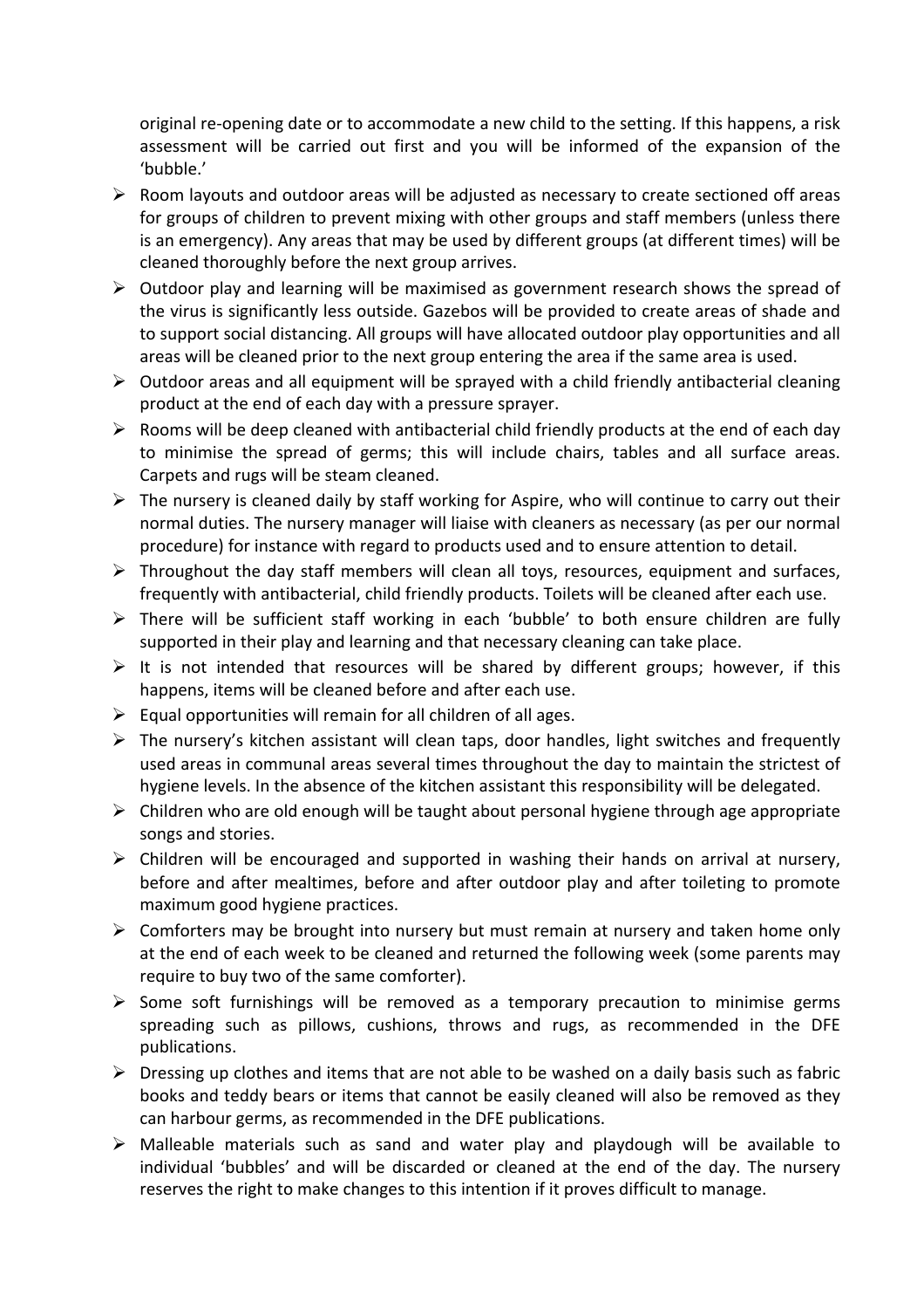original re-opening date or to accommodate a new child to the setting. If this happens, a risk assessment will be carried out first and you will be informed of the expansion of the 'bubble.'

- Room layouts and outdoor areas will be adjusted as necessary to create sectioned off areas for groups of children to prevent mixing with other groups and staff members (unless there is an emergency). Any areas that may be used by different groups (at different times) will be cleaned thoroughly before the next group arrives.
- Outdoor play and learning will be maximised as government research shows the spread of the virus is significantly less outside. Gazebos will be provided to create areas of shade and to support social distancing. All groups will have allocated outdoor play opportunities and all areas will be cleaned prior to the next group entering the area if the same area is used.
- Outdoor areas and all equipment will be sprayed with a child friendly antibacterial cleaning product at the end of each day with a pressure sprayer.
- Rooms will be deep cleaned with antibacterial child friendly products at the end of each day to minimise the spread of germs; this will include chairs, tables and all surface areas. Carpets and rugs will be steam cleaned.
- The nursery is cleaned daily by staff working for Aspire, who will continue to carry out their normal duties. The nursery manager will liaise with cleaners as necessary (as per our normal procedure) for instance with regard to products used and to ensure attention to detail.
- Throughout the day staff members will clean all toys, resources, equipment and surfaces, frequently with antibacterial, child friendly products. Toilets will be cleaned after each use.
- There will be sufficient staff working in each 'bubble' to both ensure children are fully supported in their play and learning and that necessary cleaning can take place.
- It is not intended that resources will be shared by different groups; however, if this happens, items will be cleaned before and after each use.
- Equal opportunities will remain for all children of all ages.
- The nursery's kitchen assistant will clean taps, door handles, light switches and frequently used areas in communal areas several times throughout the day to maintain the strictest of hygiene levels. In the absence of the kitchen assistant this responsibility will be delegated.
- Children who are old enough will be taught about personal hygiene through age appropriate songs and stories.
- Children will be encouraged and supported in washing their hands on arrival at nursery, before and after mealtimes, before and after outdoor play and after toileting to promote maximum good hygiene practices.
- Comforters may be brought into nursery but must remain at nursery and taken home only at the end of each week to be cleaned and returned the following week (some parents may require to buy two of the same comforter).
- Some soft furnishings will be removed as a temporary precaution to minimise germs spreading such as pillows, cushions, throws and rugs, as recommended in the DFE publications.
- Dressing up clothes and items that are not able to be washed on a daily basis such as fabric books and teddy bears or items that cannot be easily cleaned will also be removed as they can harbour germs, as recommended in the DFE publications.
- Malleable materials such as sand and water play and playdough will be available to individual 'bubbles' and will be discarded or cleaned at the end of the day. The nursery reserves the right to make changes to this intention if it proves difficult to manage.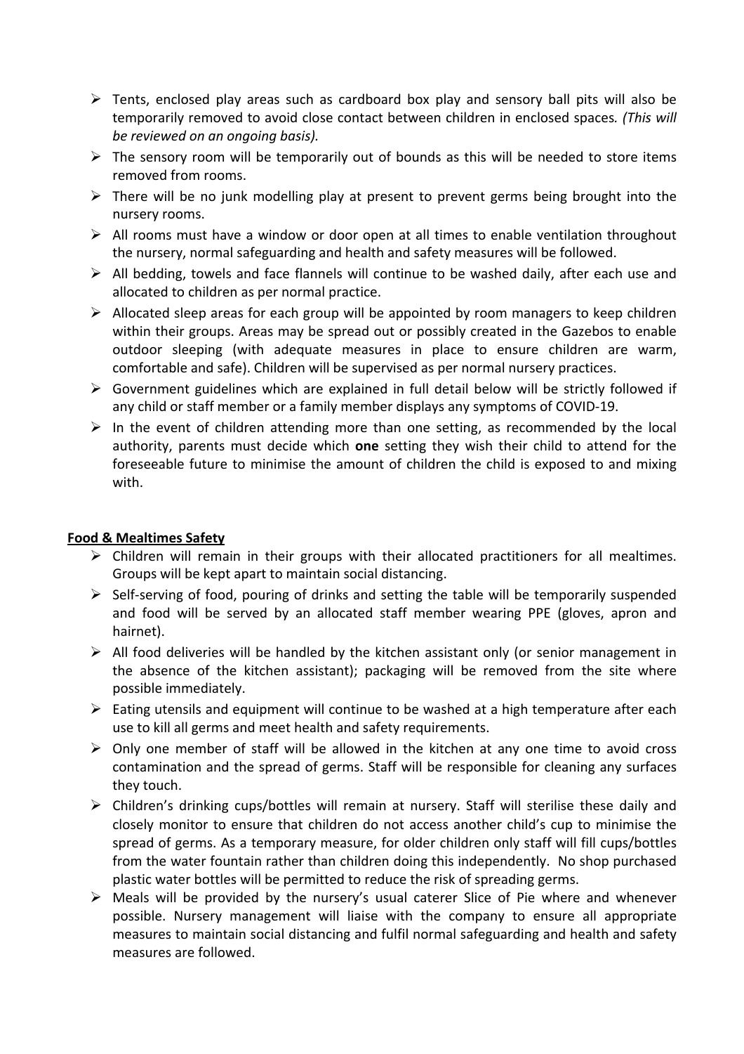- Tents, enclosed play areas such as cardboard box play and sensory ball pits will also be temporarily removed to avoid close contact between children in enclosed spaces*. (This will be reviewed on an ongoing basis).*
- The sensory room will be temporarily out of bounds as this will be needed to store items removed from rooms.
- There will be no junk modelling play at present to prevent germs being brought into the nursery rooms.
- All rooms must have a window or door open at all times to enable ventilation throughout the nursery, normal safeguarding and health and safety measures will be followed.
- All bedding, towels and face flannels will continue to be washed daily, after each use and allocated to children as per normal practice.
- Allocated sleep areas for each group will be appointed by room managers to keep children within their groups. Areas may be spread out or possibly created in the Gazebos to enable outdoor sleeping (with adequate measures in place to ensure children are warm, comfortable and safe). Children will be supervised as per normal nursery practices.
- Government guidelines which are explained in full detail below will be strictly followed if any child or staff member or a family member displays any symptoms of COVID-19.
- In the event of children attending more than one setting, as recommended by the local authority, parents must decide which **one** setting they wish their child to attend for the foreseeable future to minimise the amount of children the child is exposed to and mixing with.

**<u>Food & Mealtimes Safety</u>**

- Children will remain in their groups with their allocated practitioners for all mealtimes. Groups will be kept apart to maintain social distancing.
- Self-serving of food, pouring of drinks and setting the table will be temporarily suspended and food will be served by an allocated staff member wearing PPE (gloves, apron and hairnet).
- All food deliveries will be handled by the kitchen assistant only (or senior management in the absence of the kitchen assistant); packaging will be removed from the site where possible immediately.
- Eating utensils and equipment will continue to be washed at a high temperature after each use to kill all germs and meet health and safety requirements.
- Only one member of staff will be allowed in the kitchen at any one time to avoid cross contamination and the spread of germs. Staff will be responsible for cleaning any surfaces they touch.
- Children's drinking cups/bottles will remain at nursery. Staff will sterilise these daily and closely monitor to ensure that children do not access another child's cup to minimise the spread of germs. As a temporary measure, for older children only staff will fill cups/bottles from the water fountain rather than children doing this independently. No shop purchased plastic water bottles will be permitted to reduce the risk of spreading germs.
- Meals will be provided by the nursery's usual caterer Slice of Pie where and whenever possible. Nursery management will liaise with the company to ensure all appropriate measures to maintain social distancing and fulfil normal safeguarding and health and safety measures are followed.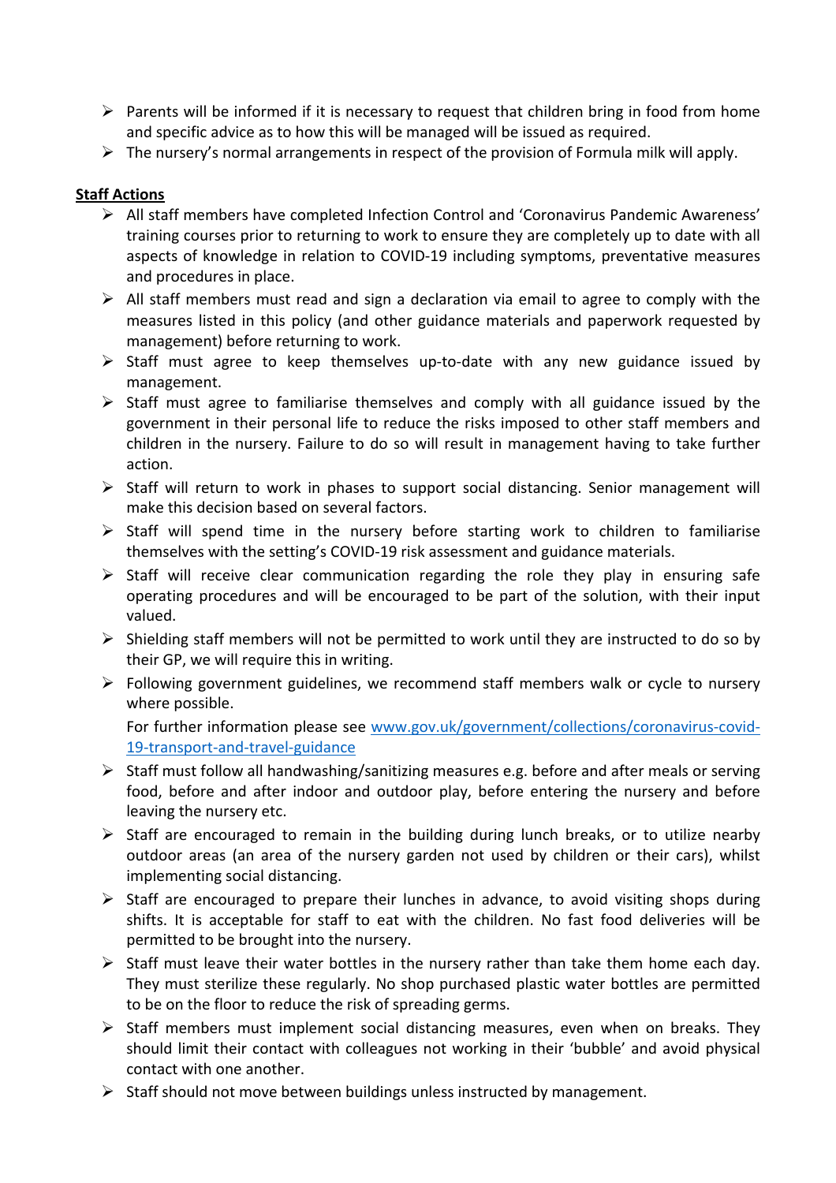- Parents will be informed if it is necessary to request that children bring in food from home and specific advice as to how this will be managed will be issued as required.
- The nursery's normal arrangements in respect of the provision of Formula milk will apply.

**<u>Staff Actions</u>**

- All staff members have completed Infection Control and 'Coronavirus Pandemic Awareness' training courses prior to returning to work to ensure they are completely up to date with all aspects of knowledge in relation to COVID-19 including symptoms, preventative measures and procedures in place.
- All staff members must read and sign a declaration via email to agree to comply with the measures listed in this policy (and other guidance materials and paperwork requested by management) before returning to work.
- Staff must agree to keep themselves up-to-date with any new guidance issued by management.
- Staff must agree to familiarise themselves and comply with all guidance issued by the government in their personal life to reduce the risks imposed to other staff members and children in the nursery. Failure to do so will result in management having to take further action.
- Staff will return to work in phases to support social distancing. Senior management will make this decision based on several factors.
- Staff will spend time in the nursery before starting work to children to familiarise themselves with the setting's COVID-19 risk assessment and guidance materials.
- Staff will receive clear communication regarding the role they play in ensuring safe operating procedures and will be encouraged to be part of the solution, with their input valued.
- Shielding staff members will not be permitted to work until they are instructed to do so by their GP, we will require this in writing.
- Following government guidelines, we recommend staff members walk or cycle to nursery where possible.

  For further information please see [www.gov.uk/government/collections/coronavirus-covid-19-transport-and-travel-guidance](www.gov.uk/government/collections/coronavirus-covid-19-transport-and-travel-guidance)
- Staff must follow all handwashing/sanitizing measures e.g. before and after meals or serving food, before and after indoor and outdoor play, before entering the nursery and before leaving the nursery etc.
- Staff are encouraged to remain in the building during lunch breaks, or to utilize nearby outdoor areas (an area of the nursery garden not used by children or their cars), whilst implementing social distancing.
- Staff are encouraged to prepare their lunches in advance, to avoid visiting shops during shifts. It is acceptable for staff to eat with the children. No fast food deliveries will be permitted to be brought into the nursery.
- Staff must leave their water bottles in the nursery rather than take them home each day. They must sterilize these regularly. No shop purchased plastic water bottles are permitted to be on the floor to reduce the risk of spreading germs.
- Staff members must implement social distancing measures, even when on breaks. They should limit their contact with colleagues not working in their 'bubble' and avoid physical contact with one another.
- Staff should not move between buildings unless instructed by management.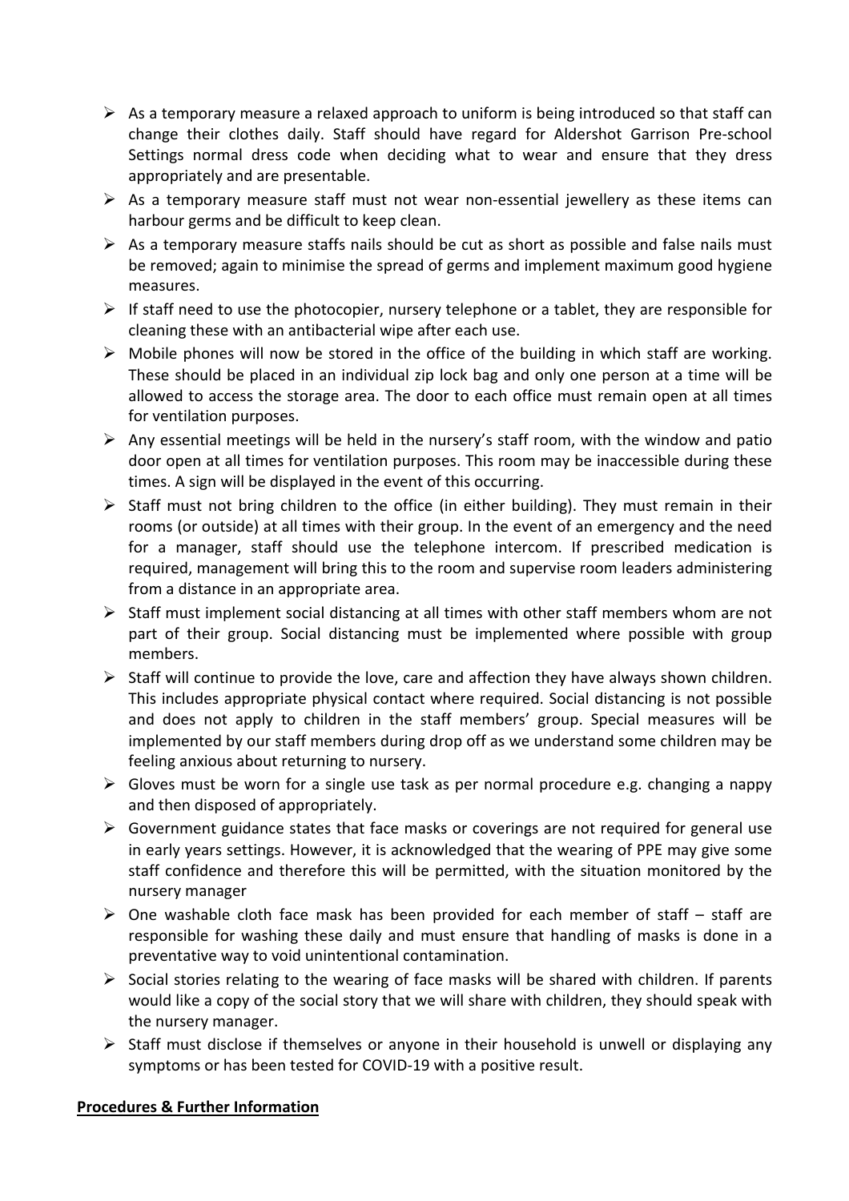- As a temporary measure a relaxed approach to uniform is being introduced so that staff can change their clothes daily. Staff should have regard for Aldershot Garrison Pre-school Settings normal dress code when deciding what to wear and ensure that they dress appropriately and are presentable.
- As a temporary measure staff must not wear non-essential jewellery as these items can harbour germs and be difficult to keep clean.
- As a temporary measure staffs nails should be cut as short as possible and false nails must be removed; again to minimise the spread of germs and implement maximum good hygiene measures.
- If staff need to use the photocopier, nursery telephone or a tablet, they are responsible for cleaning these with an antibacterial wipe after each use.
- Mobile phones will now be stored in the office of the building in which staff are working. These should be placed in an individual zip lock bag and only one person at a time will be allowed to access the storage area. The door to each office must remain open at all times for ventilation purposes.
- Any essential meetings will be held in the nursery's staff room, with the window and patio door open at all times for ventilation purposes. This room may be inaccessible during these times. A sign will be displayed in the event of this occurring.
- Staff must not bring children to the office (in either building). They must remain in their rooms (or outside) at all times with their group. In the event of an emergency and the need for a manager, staff should use the telephone intercom. If prescribed medication is required, management will bring this to the room and supervise room leaders administering from a distance in an appropriate area.
- Staff must implement social distancing at all times with other staff members whom are not part of their group. Social distancing must be implemented where possible with group members.
- Staff will continue to provide the love, care and affection they have always shown children. This includes appropriate physical contact where required. Social distancing is not possible and does not apply to children in the staff members' group. Special measures will be implemented by our staff members during drop off as we understand some children may be feeling anxious about returning to nursery.
- Gloves must be worn for a single use task as per normal procedure e.g. changing a nappy and then disposed of appropriately.
- Government guidance states that face masks or coverings are not required for general use in early years settings. However, it is acknowledged that the wearing of PPE may give some staff confidence and therefore this will be permitted, with the situation monitored by the nursery manager
- One washable cloth face mask has been provided for each member of staff – staff are responsible for washing these daily and must ensure that handling of masks is done in a preventative way to void unintentional contamination.
- Social stories relating to the wearing of face masks will be shared with children. If parents would like a copy of the social story that we will share with children, they should speak with the nursery manager.
- Staff must disclose if themselves or anyone in their household is unwell or displaying any symptoms or has been tested for COVID-19 with a positive result.

**Procedures & Further Information**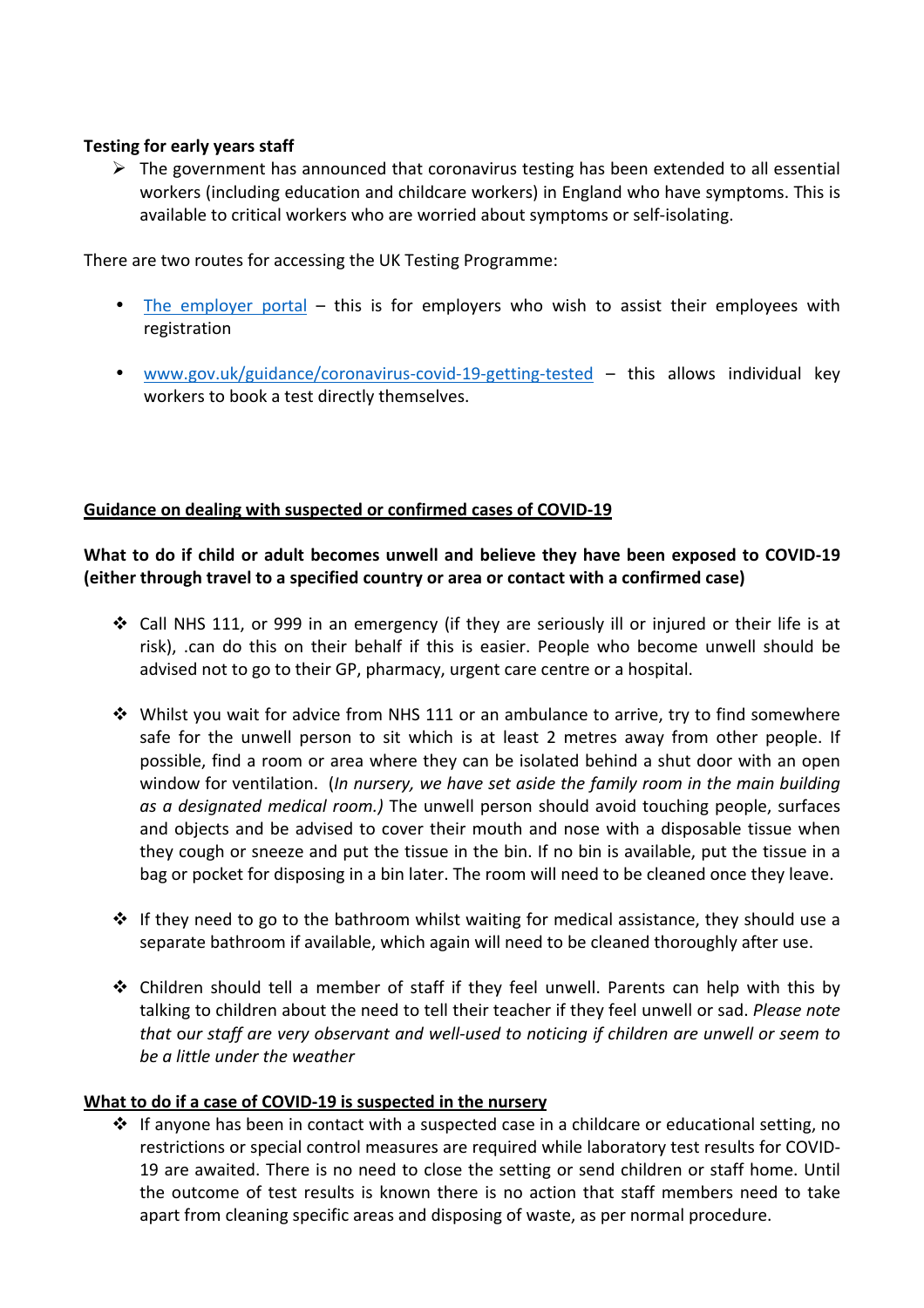**Testing for early years staff**

- The government has announced that coronavirus testing has been extended to all essential workers (including education and childcare workers) in England who have symptoms. This is available to critical workers who are worried about symptoms or self-isolating.

There are two routes for accessing the UK Testing Programme:

- The employer portal – this is for employers who wish to assist their employees with registration
- www.gov.uk/guidance/coronavirus-covid-19-getting-tested – this allows individual key workers to book a test directly themselves.

**<u>Guidance on dealing with suspected or confirmed cases of COVID-19</u>**

**What to do if child or adult becomes unwell and believe they have been exposed to COVID-19 (either through travel to a specified country or area or contact with a confirmed case)**

- Call NHS 111, or 999 in an emergency (if they are seriously ill or injured or their life is at risk), .can do this on their behalf if this is easier. People who become unwell should be advised not to go to their GP, pharmacy, urgent care centre or a hospital.
- Whilst you wait for advice from NHS 111 or an ambulance to arrive, try to find somewhere safe for the unwell person to sit which is at least 2 metres away from other people. If possible, find a room or area where they can be isolated behind a shut door with an open window for ventilation. *(In nursery, we have set aside the family room in the main building as a designated medical room.)* The unwell person should avoid touching people, surfaces and objects and be advised to cover their mouth and nose with a disposable tissue when they cough or sneeze and put the tissue in the bin. If no bin is available, put the tissue in a bag or pocket for disposing in a bin later. The room will need to be cleaned once they leave.
- If they need to go to the bathroom whilst waiting for medical assistance, they should use a separate bathroom if available, which again will need to be cleaned thoroughly after use.
- Children should tell a member of staff if they feel unwell. Parents can help with this by talking to children about the need to tell their teacher if they feel unwell or sad. *Please note that our staff are very observant and well-used to noticing if children are unwell or seem to be a little under the weather*

**<u>What to do if a case of COVID-19 is suspected in the nursery</u>**

- If anyone has been in contact with a suspected case in a childcare or educational setting, no restrictions or special control measures are required while laboratory test results for COVID-19 are awaited. There is no need to close the setting or send children or staff home. Until the outcome of test results is known there is no action that staff members need to take apart from cleaning specific areas and disposing of waste, as per normal procedure.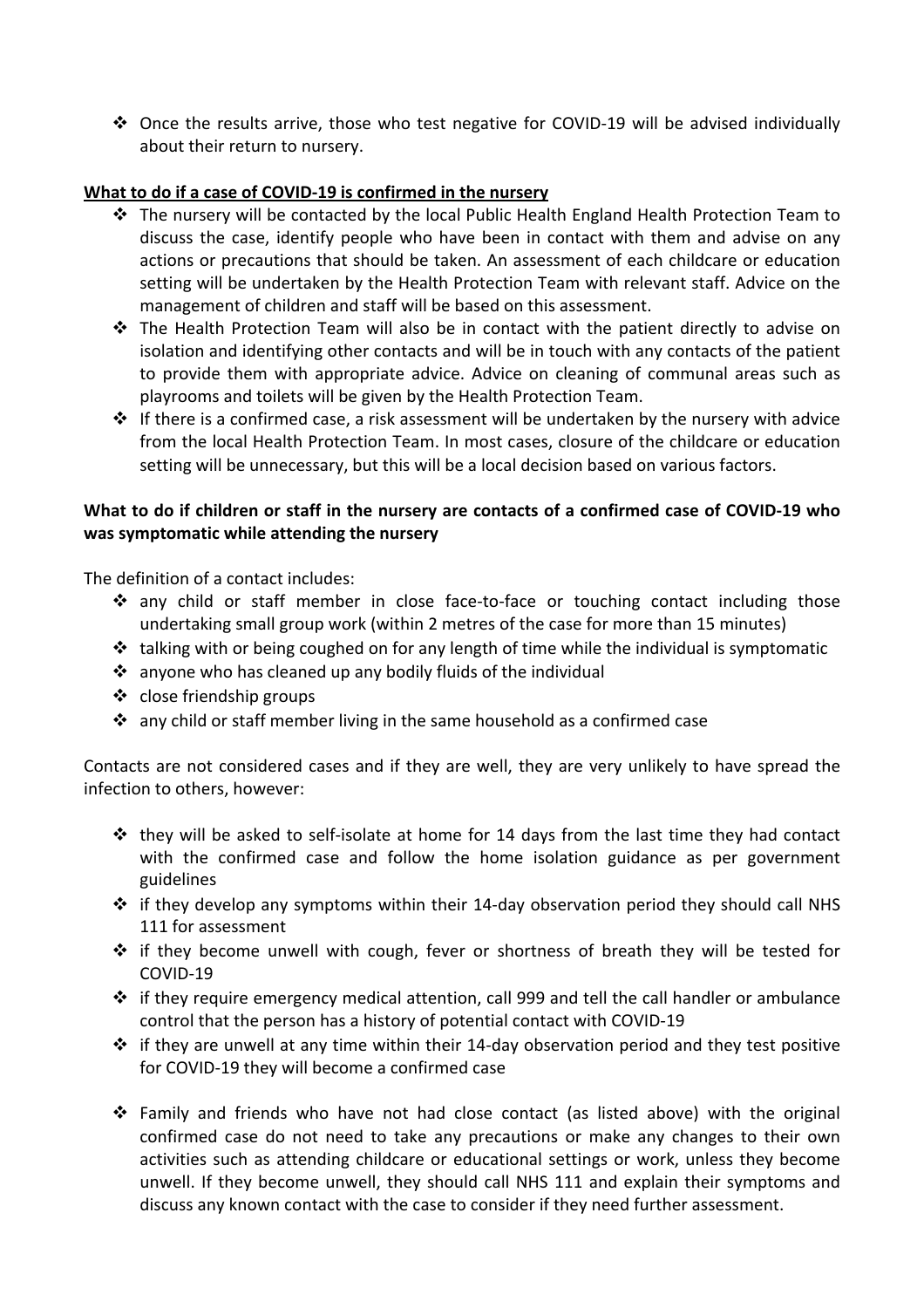- Once the results arrive, those who test negative for COVID-19 will be advised individually about their return to nursery.

**What to do if a case of COVID-19 is confirmed in the nursery**

- The nursery will be contacted by the local Public Health England Health Protection Team to discuss the case, identify people who have been in contact with them and advise on any actions or precautions that should be taken. An assessment of each childcare or education setting will be undertaken by the Health Protection Team with relevant staff. Advice on the management of children and staff will be based on this assessment.
- The Health Protection Team will also be in contact with the patient directly to advise on isolation and identifying other contacts and will be in touch with any contacts of the patient to provide them with appropriate advice. Advice on cleaning of communal areas such as playrooms and toilets will be given by the Health Protection Team.
- If there is a confirmed case, a risk assessment will be undertaken by the nursery with advice from the local Health Protection Team. In most cases, closure of the childcare or education setting will be unnecessary, but this will be a local decision based on various factors.

**What to do if children or staff in the nursery are contacts of a confirmed case of COVID-19 who was symptomatic while attending the nursery**

The definition of a contact includes:

- any child or staff member in close face-to-face or touching contact including those undertaking small group work (within 2 metres of the case for more than 15 minutes)
- talking with or being coughed on for any length of time while the individual is symptomatic
- anyone who has cleaned up any bodily fluids of the individual
- close friendship groups
- any child or staff member living in the same household as a confirmed case

Contacts are not considered cases and if they are well, they are very unlikely to have spread the infection to others, however:

- they will be asked to self-isolate at home for 14 days from the last time they had contact with the confirmed case and follow the home isolation guidance as per government guidelines
- if they develop any symptoms within their 14-day observation period they should call NHS 111 for assessment
- if they become unwell with cough, fever or shortness of breath they will be tested for COVID-19
- if they require emergency medical attention, call 999 and tell the call handler or ambulance control that the person has a history of potential contact with COVID-19
- if they are unwell at any time within their 14-day observation period and they test positive for COVID-19 they will become a confirmed case

- Family and friends who have not had close contact (as listed above) with the original confirmed case do not need to take any precautions or make any changes to their own activities such as attending childcare or educational settings or work, unless they become unwell. If they become unwell, they should call NHS 111 and explain their symptoms and discuss any known contact with the case to consider if they need further assessment.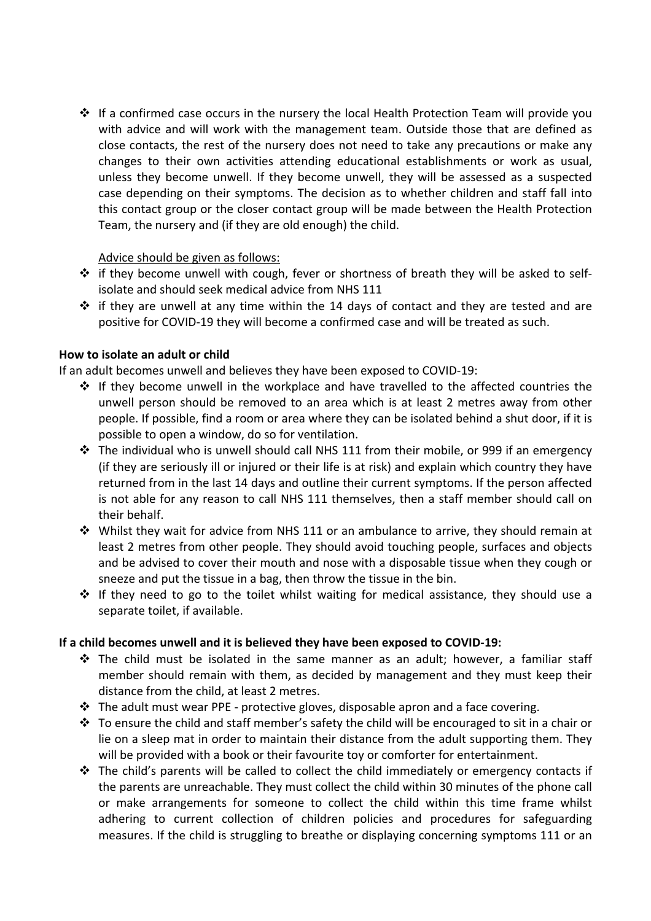- If a confirmed case occurs in the nursery the local Health Protection Team will provide you with advice and will work with the management team. Outside those that are defined as close contacts, the rest of the nursery does not need to take any precautions or make any changes to their own activities attending educational establishments or work as usual, unless they become unwell. If they become unwell, they will be assessed as a suspected case depending on their symptoms. The decision as to whether children and staff fall into this contact group or the closer contact group will be made between the Health Protection Team, the nursery and (if they are old enough) the child.

  Advice should be given as follows:
- if they become unwell with cough, fever or shortness of breath they will be asked to self-isolate and should seek medical advice from NHS 111
- if they are unwell at any time within the 14 days of contact and they are tested and are positive for COVID-19 they will become a confirmed case and will be treated as such.

**How to isolate an adult or child**

If an adult becomes unwell and believes they have been exposed to COVID-19:

- If they become unwell in the workplace and have travelled to the affected countries the unwell person should be removed to an area which is at least 2 metres away from other people. If possible, find a room or area where they can be isolated behind a shut door, if it is possible to open a window, do so for ventilation.
- The individual who is unwell should call NHS 111 from their mobile, or 999 if an emergency (if they are seriously ill or injured or their life is at risk) and explain which country they have returned from in the last 14 days and outline their current symptoms. If the person affected is not able for any reason to call NHS 111 themselves, then a staff member should call on their behalf.
- Whilst they wait for advice from NHS 111 or an ambulance to arrive, they should remain at least 2 metres from other people. They should avoid touching people, surfaces and objects and be advised to cover their mouth and nose with a disposable tissue when they cough or sneeze and put the tissue in a bag, then throw the tissue in the bin.
- If they need to go to the toilet whilst waiting for medical assistance, they should use a separate toilet, if available.

**If a child becomes unwell and it is believed they have been exposed to COVID-19:**

- The child must be isolated in the same manner as an adult; however, a familiar staff member should remain with them, as decided by management and they must keep their distance from the child, at least 2 metres.
- The adult must wear PPE - protective gloves, disposable apron and a face covering.
- To ensure the child and staff member's safety the child will be encouraged to sit in a chair or lie on a sleep mat in order to maintain their distance from the adult supporting them. They will be provided with a book or their favourite toy or comforter for entertainment.
- The child's parents will be called to collect the child immediately or emergency contacts if the parents are unreachable. They must collect the child within 30 minutes of the phone call or make arrangements for someone to collect the child within this time frame whilst adhering to current collection of children policies and procedures for safeguarding measures. If the child is struggling to breathe or displaying concerning symptoms 111 or an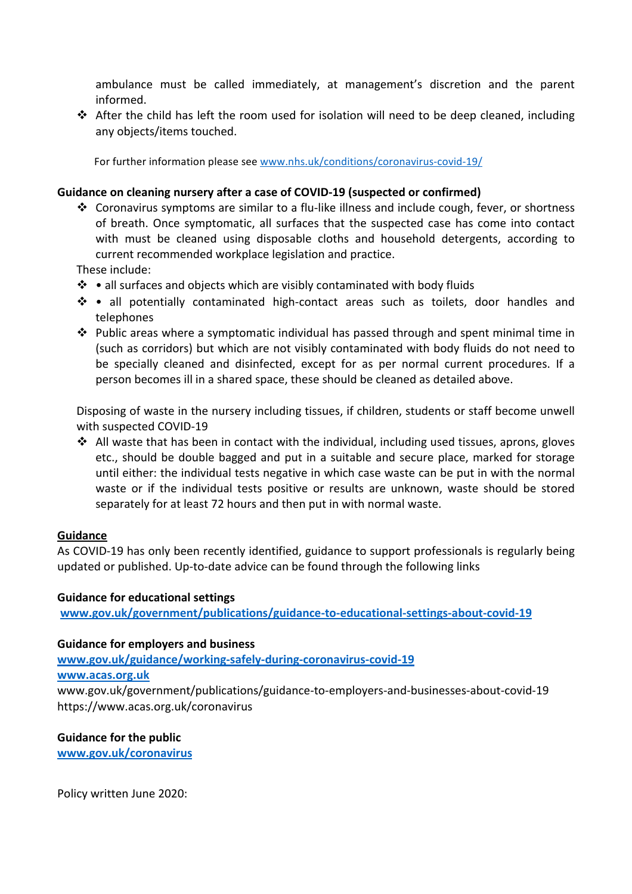ambulance must be called immediately, at management's discretion and the parent informed.

- After the child has left the room used for isolation will need to be deep cleaned, including any objects/items touched.

For further information please see [www.nhs.uk/conditions/coronavirus-covid-19/](www.nhs.uk/conditions/coronavirus-covid-19/)

**Guidance on cleaning nursery after a case of COVID-19 (suspected or confirmed)**

- Coronavirus symptoms are similar to a flu-like illness and include cough, fever, or shortness of breath. Once symptomatic, all surfaces that the suspected case has come into contact with must be cleaned using disposable cloths and household detergents, according to current recommended workplace legislation and practice.

These include:

- • all surfaces and objects which are visibly contaminated with body fluids
- • all potentially contaminated high-contact areas such as toilets, door handles and telephones
- Public areas where a symptomatic individual has passed through and spent minimal time in (such as corridors) but which are not visibly contaminated with body fluids do not need to be specially cleaned and disinfected, except for as per normal current procedures. If a person becomes ill in a shared space, these should be cleaned as detailed above.

Disposing of waste in the nursery including tissues, if children, students or staff become unwell with suspected COVID-19

- All waste that has been in contact with the individual, including used tissues, aprons, gloves etc., should be double bagged and put in a suitable and secure place, marked for storage until either: the individual tests negative in which case waste can be put in with the normal waste or if the individual tests positive or results are unknown, waste should be stored separately for at least 72 hours and then put in with normal waste.

**Guidance**

As COVID-19 has only been recently identified, guidance to support professionals is regularly being updated or published. Up-to-date advice can be found through the following links

**Guidance for educational settings**

**[www.gov.uk/government/publications/guidance-to-educational-settings-about-covid-19](www.gov.uk/government/publications/guidance-to-educational-settings-about-covid-19)**

**Guidance for employers and business**

**[www.gov.uk/guidance/working-safely-during-coronavirus-covid-19](www.gov.uk/guidance/working-safely-during-coronavirus-covid-19)**

**[www.acas.org.uk](www.acas.org.uk)**

www.gov.uk/government/publications/guidance-to-employers-and-businesses-about-covid-19

https://www.acas.org.uk/coronavirus

**Guidance for the public**

**[www.gov.uk/coronavirus](www.gov.uk/coronavirus)**

Policy written June 2020: